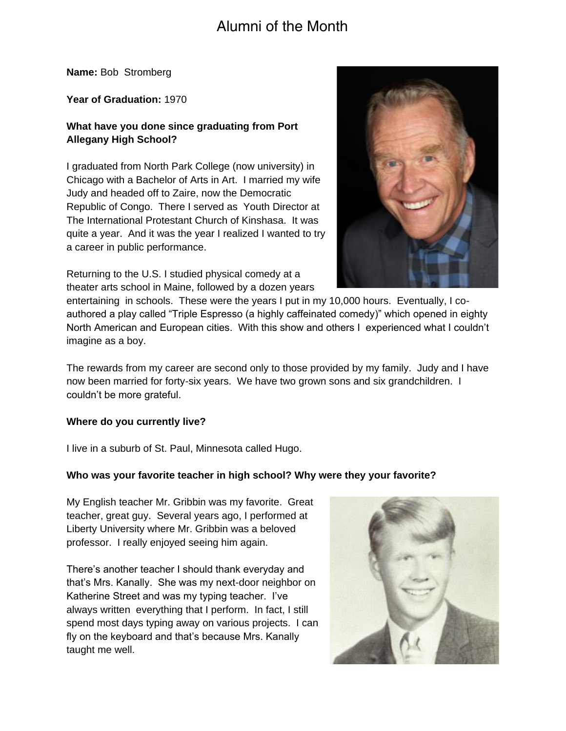# Alumni of the Month

**Name:** Bob Stromberg

**Year of Graduation:** 1970

**What have you done since graduating from Port Allegany High School?**

I graduated from North Park College (now university) in Chicago with a Bachelor of Arts in Art. I married my wife Judy and headed off to Zaire, now the Democratic Republic of Congo. There I served as Youth Director at The International Protestant Church of Kinshasa. It was quite a year. And it was the year I realized I wanted to try a career in public performance.

Returning to the U.S. I studied physical comedy at a theater arts school in Maine, followed by a dozen years entertaining in schools. These were the years I put in my 10,000 hours. Eventually, I co-authored a play called "Triple Espresso (a highly caffeinated comedy)" which opened in eighty North American and European cities. With this show and others I experienced what I couldn't imagine as a boy.

The rewards from my career are second only to those provided by my family. Judy and I have now been married for forty-six years. We have two grown sons and six grandchildren. I couldn't be more grateful.

**Where do you currently live?**

I live in a suburb of St. Paul, Minnesota called Hugo.

**Who was your favorite teacher in high school? Why were they your favorite?**

My English teacher Mr. Gribbin was my favorite. Great teacher, great guy. Several years ago, I performed at Liberty University where Mr. Gribbin was a beloved professor. I really enjoyed seeing him again.

There's another teacher I should thank everyday and that's Mrs. Kanally. She was my next-door neighbor on Katherine Street and was my typing teacher. I've always written everything that I perform. In fact, I still spend most days typing away on various projects. I can fly on the keyboard and that's because Mrs. Kanally taught me well.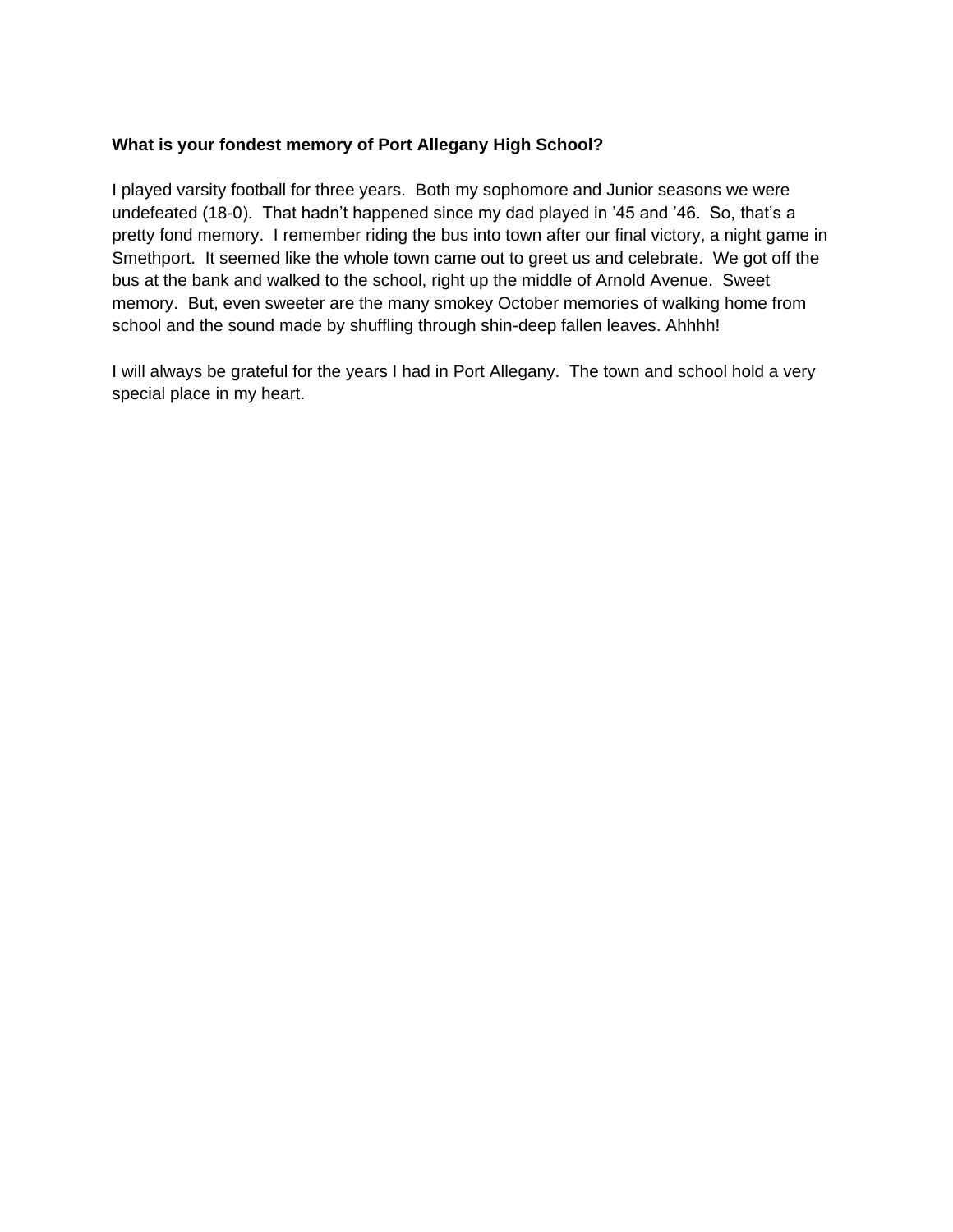**What is your fondest memory of Port Allegany High School?**

I played varsity football for three years. Both my sophomore and Junior seasons we were undefeated (18-0). That hadn't happened since my dad played in '45 and '46. So, that's a pretty fond memory. I remember riding the bus into town after our final victory, a night game in Smethport. It seemed like the whole town came out to greet us and celebrate. We got off the bus at the bank and walked to the school, right up the middle of Arnold Avenue. Sweet memory. But, even sweeter are the many smokey October memories of walking home from school and the sound made by shuffling through shin-deep fallen leaves. Ahhhh!

I will always be grateful for the years I had in Port Allegany. The town and school hold a very special place in my heart.